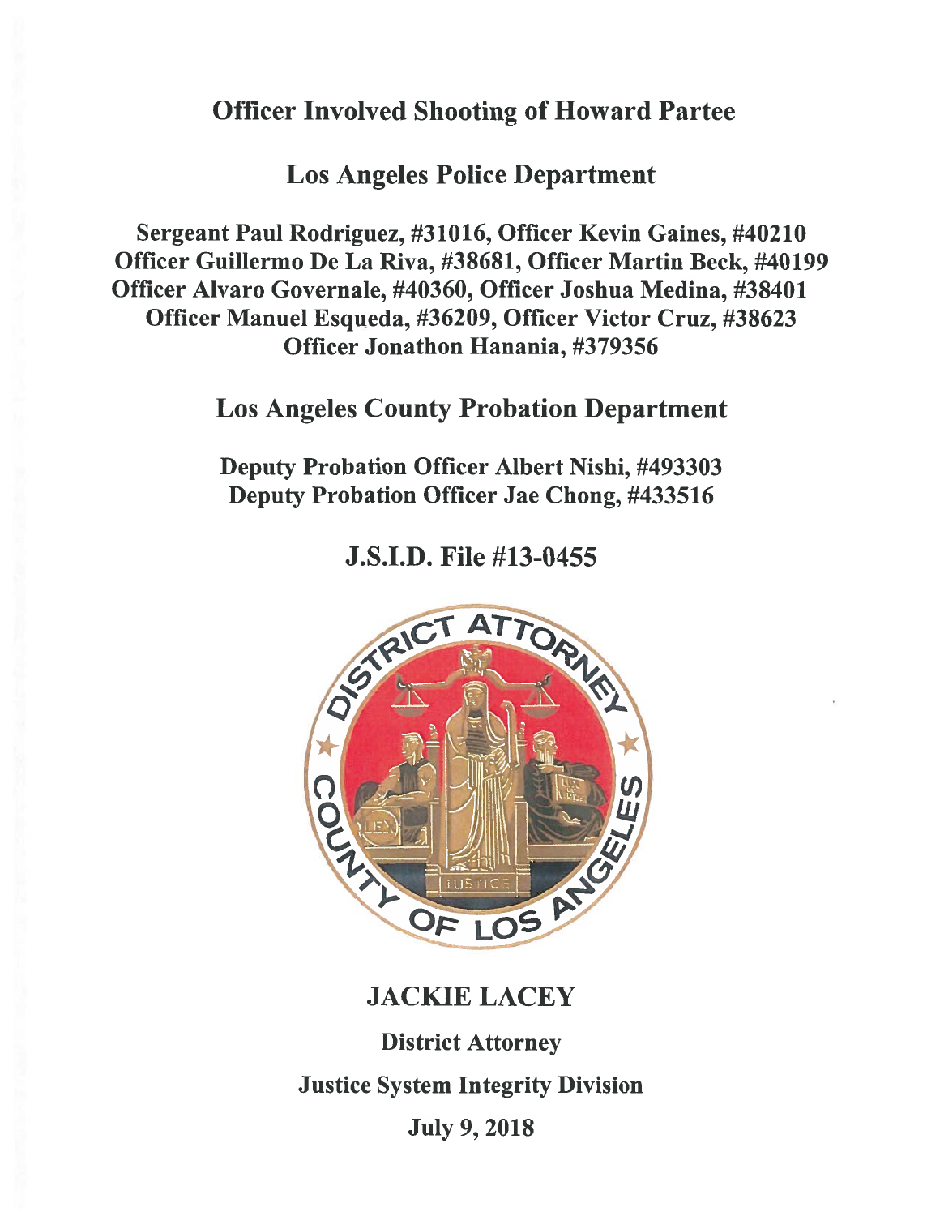# Officer Involved Shooting of Howard Partee

## Los Angeles Police Department

**Sergeant Paul Rodriguez, #31016, Officer Kevin Gaines, #40210**
**Officer Guillermo De La Riva, #38681, Officer Martin Beck, #40199**
**Officer Alvaro Governale, #40360, Officer Joshua Medina, #38401**
**Officer Manuel Esqueda, #36209, Officer Victor Cruz, #38623**
**Officer Jonathon Hanania, #379356**

## Los Angeles County Probation Department

**Deputy Probation Officer Albert Nishi, #493303**
**Deputy Probation Officer Jae Chong, #433516**

## J.S.I.D. File #13-0455

## JACKIE LACEY

**District Attorney**

**Justice System Integrity Division**

**July 9, 2018**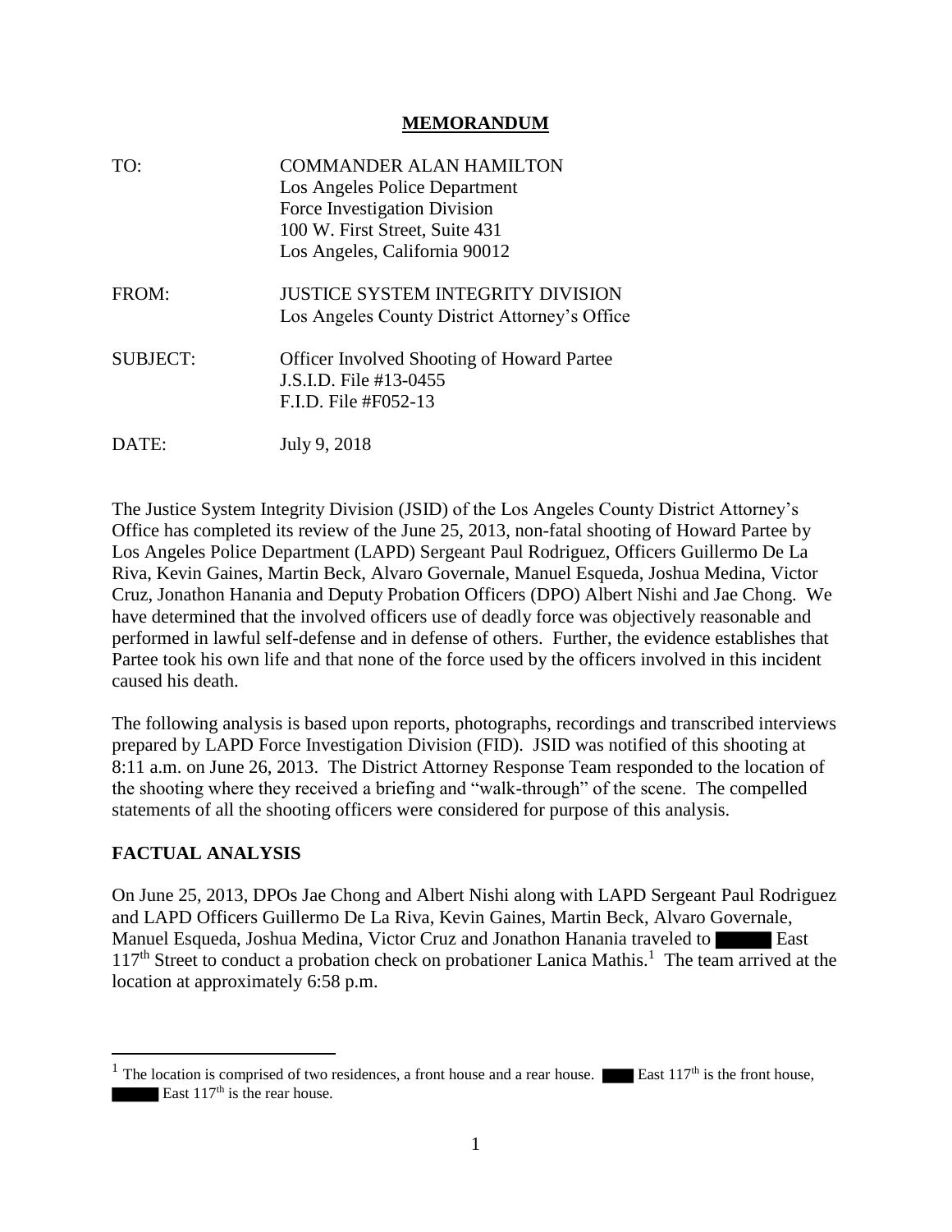## MEMORANDUM

| | |
|---|---|
| TO: | COMMANDER ALAN HAMILTON<br>Los Angeles Police Department<br>Force Investigation Division<br>100 W. First Street, Suite 431<br>Los Angeles, California 90012 |
| FROM: | JUSTICE SYSTEM INTEGRITY DIVISION<br>Los Angeles County District Attorney's Office |
| SUBJECT: | Officer Involved Shooting of Howard Partee<br>J.S.I.D. File #13-0455<br>F.I.D. File #F052-13 |
| DATE: | July 9, 2018 |

The Justice System Integrity Division (JSID) of the Los Angeles County District Attorney's Office has completed its review of the June 25, 2013, non-fatal shooting of Howard Partee by Los Angeles Police Department (LAPD) Sergeant Paul Rodriguez, Officers Guillermo De La Riva, Kevin Gaines, Martin Beck, Alvaro Governale, Manuel Esqueda, Joshua Medina, Victor Cruz, Jonathon Hanania and Deputy Probation Officers (DPO) Albert Nishi and Jae Chong. We have determined that the involved officers use of deadly force was objectively reasonable and performed in lawful self-defense and in defense of others. Further, the evidence establishes that Partee took his own life and that none of the force used by the officers involved in this incident caused his death.

The following analysis is based upon reports, photographs, recordings and transcribed interviews prepared by LAPD Force Investigation Division (FID). JSID was notified of this shooting at 8:11 a.m. on June 26, 2013. The District Attorney Response Team responded to the location of the shooting where they received a briefing and "walk-through" of the scene. The compelled statements of all the shooting officers were considered for purpose of this analysis.

## FACTUAL ANALYSIS

On June 25, 2013, DPOs Jae Chong and Albert Nishi along with LAPD Sergeant Paul Rodriguez and LAPD Officers Guillermo De La Riva, Kevin Gaines, Martin Beck, Alvaro Governale, Manuel Esqueda, Joshua Medina, Victor Cruz and Jonathon Hanania traveled to ██████ East 117th Street to conduct a probation check on probationer Lanica Mathis.[1] The team arrived at the location at approximately 6:58 p.m.

---

[1] The location is comprised of two residences, a front house and a rear house. ████ East 117th is the front house, ██████ East 117th is the rear house.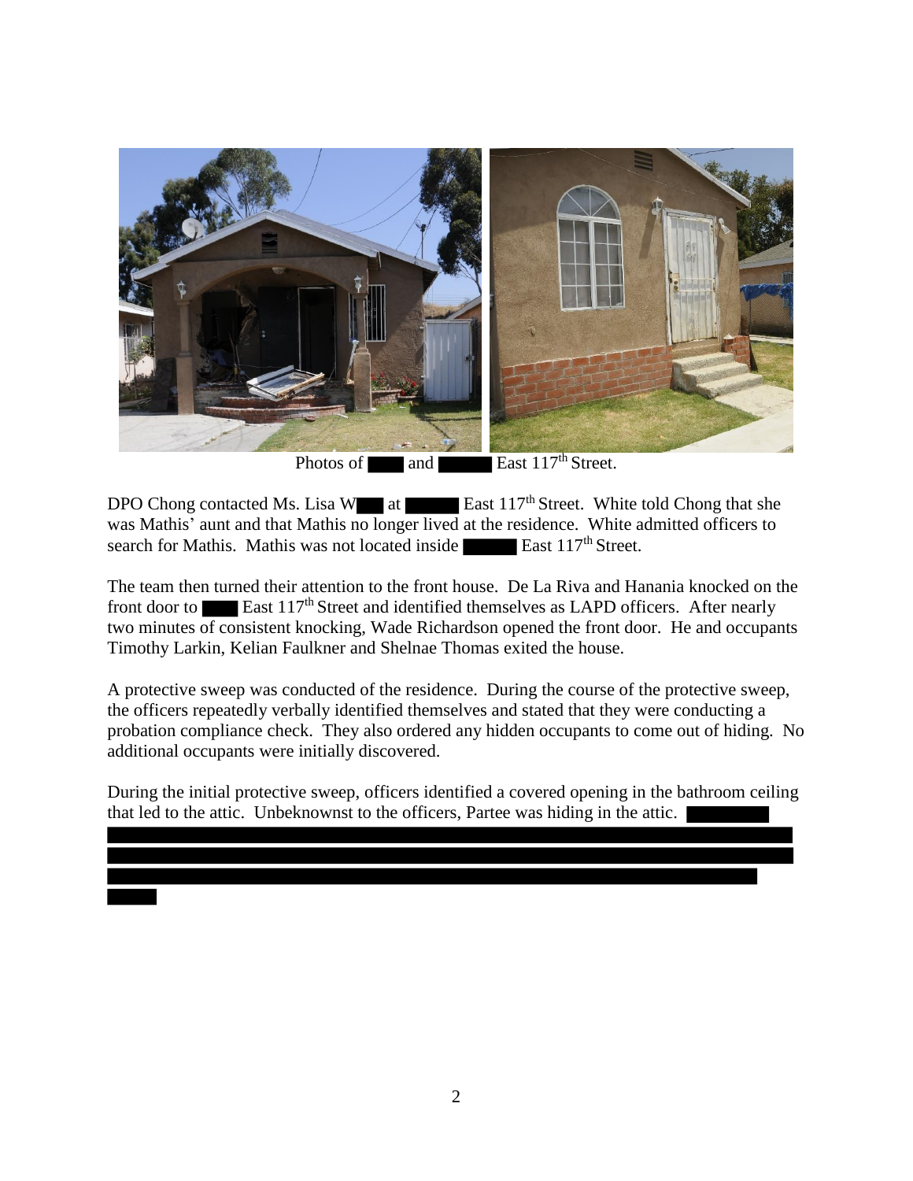Photos of ████ and █████ East 117th Street.

DPO Chong contacted Ms. Lisa W██ at █████ East 117th Street. White told Chong that she was Mathis' aunt and that Mathis no longer lived at the residence. White admitted officers to search for Mathis. Mathis was not located inside █████ East 117th Street.

The team then turned their attention to the front house. De La Riva and Hanania knocked on the front door to ████ East 117th Street and identified themselves as LAPD officers. After nearly two minutes of consistent knocking, Wade Richardson opened the front door. He and occupants Timothy Larkin, Kelian Faulkner and Shelnae Thomas exited the house.

A protective sweep was conducted of the residence. During the course of the protective sweep, the officers repeatedly verbally identified themselves and stated that they were conducting a probation compliance check. They also ordered any hidden occupants to come out of hiding. No additional occupants were initially discovered.

During the initial protective sweep, officers identified a covered opening in the bathroom ceiling that led to the attic. Unbeknownst to the officers, Partee was hiding in the attic. ████████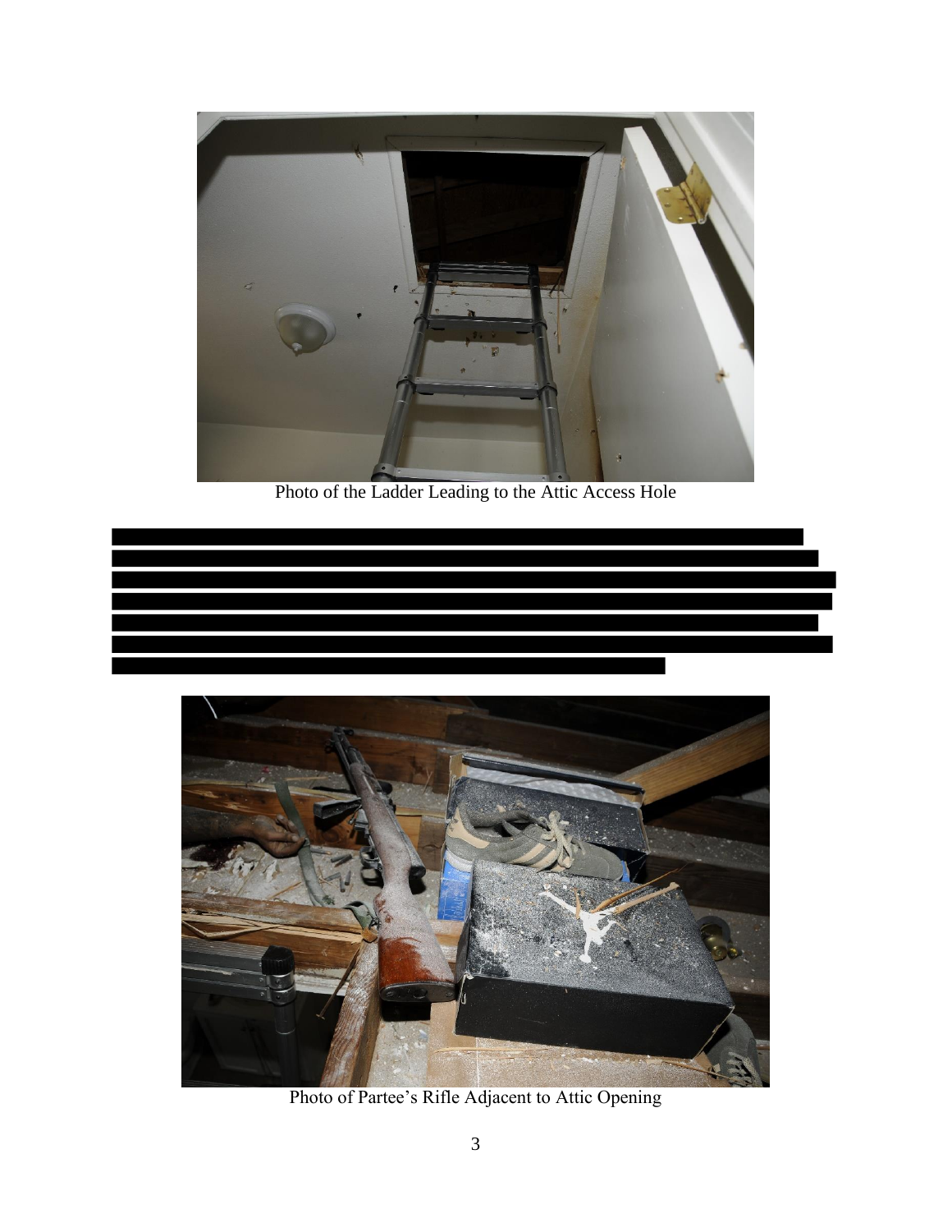Photo of the Ladder Leading to the Attic Access Hole

Photo of Partee's Rifle Adjacent to Attic Opening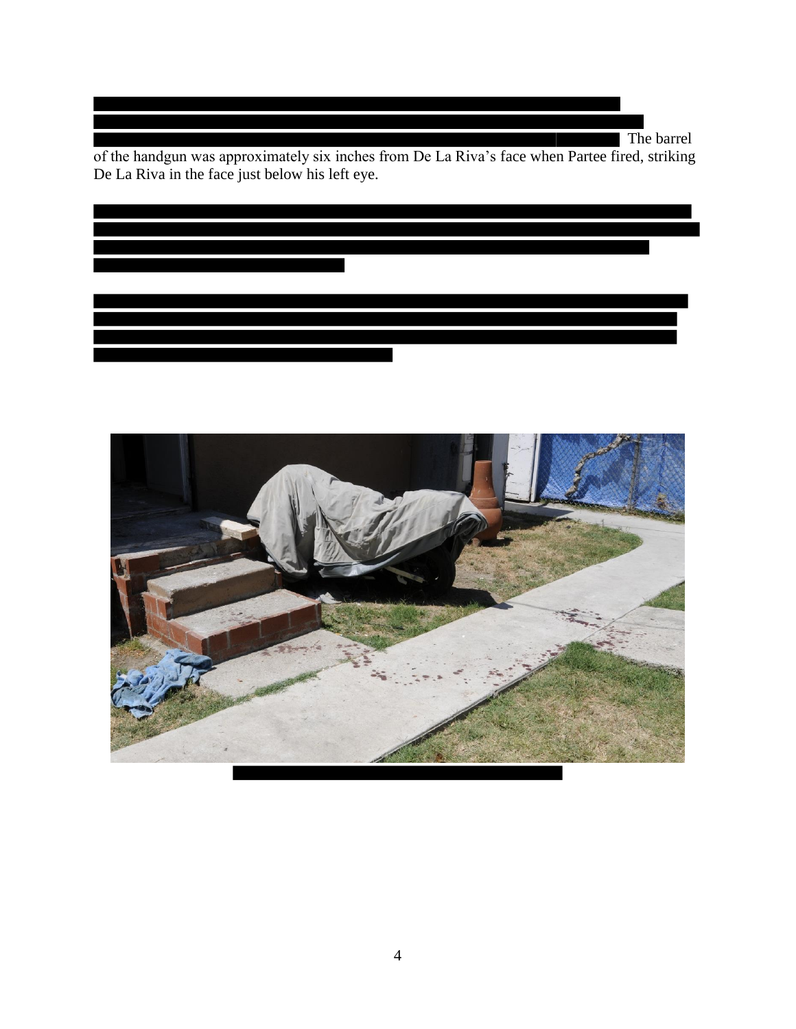The barrel of the handgun was approximately six inches from De La Riva's face when Partee fired, striking De La Riva in the face just below his left eye.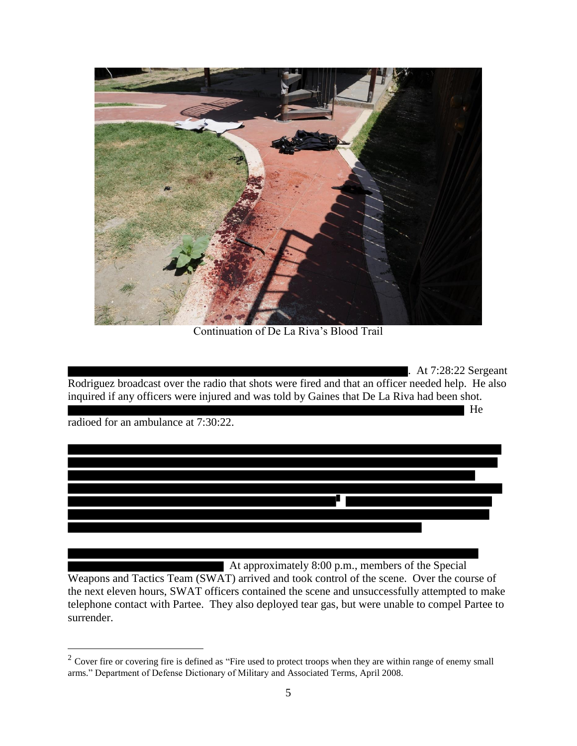Continuation of De La Riva's Blood Trail

. At 7:28:22 Sergeant Rodriguez broadcast over the radio that shots were fired and that an officer needed help. He also inquired if any officers were injured and was told by Gaines that De La Riva had been shot. He radioed for an ambulance at 7:30:22.

At approximately 8:00 p.m., members of the Special Weapons and Tactics Team (SWAT) arrived and took control of the scene. Over the course of the next eleven hours, SWAT officers contained the scene and unsuccessfully attempted to make telephone contact with Partee. They also deployed tear gas, but were unable to compel Partee to surrender.

[2] Cover fire or covering fire is defined as "Fire used to protect troops when they are within range of enemy small arms." Department of Defense Dictionary of Military and Associated Terms, April 2008.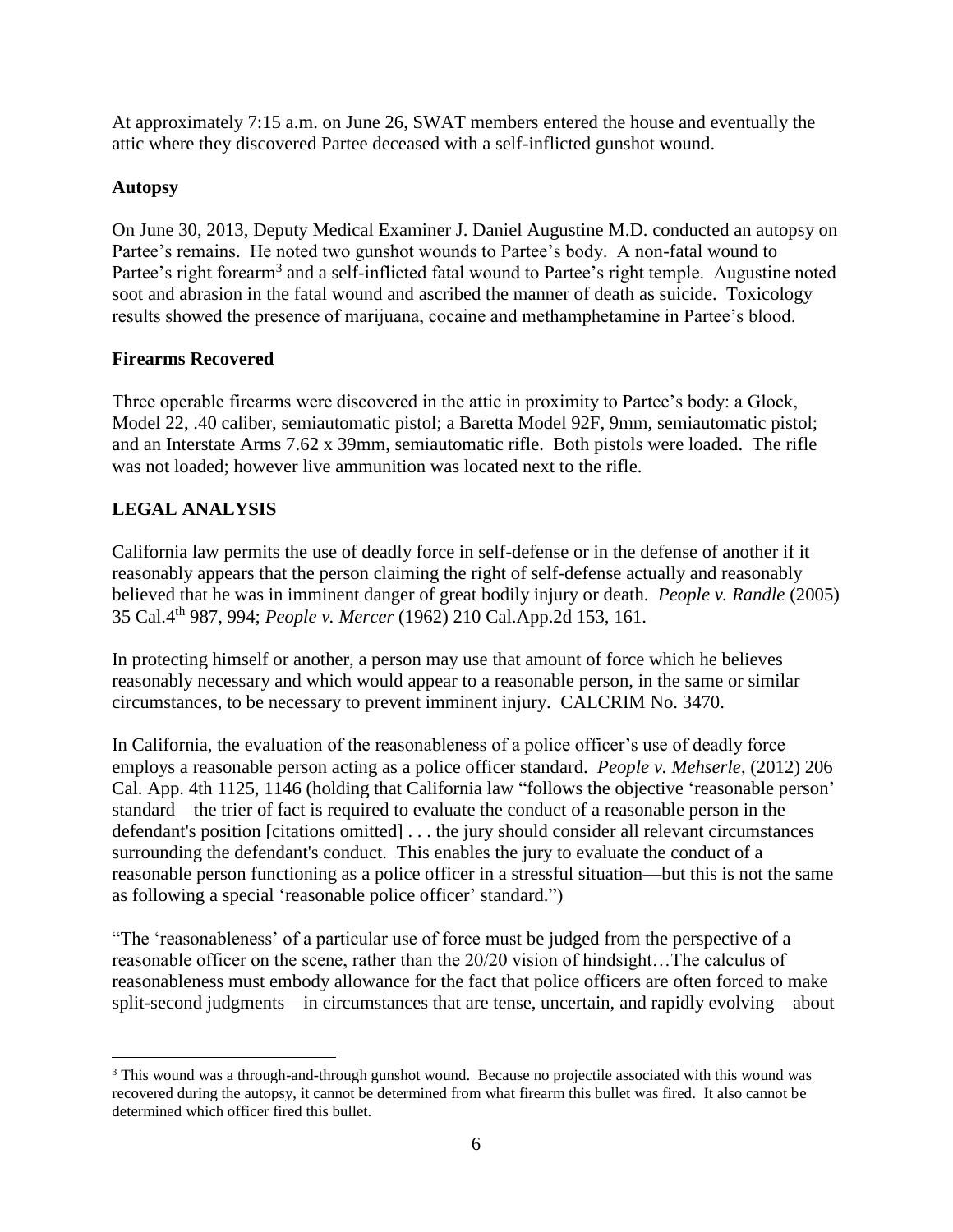At approximately 7:15 a.m. on June 26, SWAT members entered the house and eventually the attic where they discovered Partee deceased with a self-inflicted gunshot wound.

## Autopsy

On June 30, 2013, Deputy Medical Examiner J. Daniel Augustine M.D. conducted an autopsy on Partee's remains. He noted two gunshot wounds to Partee's body. A non-fatal wound to Partee's right forearm[3] and a self-inflicted fatal wound to Partee's right temple. Augustine noted soot and abrasion in the fatal wound and ascribed the manner of death as suicide. Toxicology results showed the presence of marijuana, cocaine and methamphetamine in Partee's blood.

## Firearms Recovered

Three operable firearms were discovered in the attic in proximity to Partee's body: a Glock, Model 22, .40 caliber, semiautomatic pistol; a Baretta Model 92F, 9mm, semiautomatic pistol; and an Interstate Arms 7.62 x 39mm, semiautomatic rifle. Both pistols were loaded. The rifle was not loaded; however live ammunition was located next to the rifle.

## LEGAL ANALYSIS

California law permits the use of deadly force in self-defense or in the defense of another if it reasonably appears that the person claiming the right of self-defense actually and reasonably believed that he was in imminent danger of great bodily injury or death. *People v. Randle* (2005) 35 Cal.4th 987, 994; *People v. Mercer* (1962) 210 Cal.App.2d 153, 161.

In protecting himself or another, a person may use that amount of force which he believes reasonably necessary and which would appear to a reasonable person, in the same or similar circumstances, to be necessary to prevent imminent injury. CALCRIM No. 3470.

In California, the evaluation of the reasonableness of a police officer's use of deadly force employs a reasonable person acting as a police officer standard. *People v. Mehserle*, (2012) 206 Cal. App. 4th 1125, 1146 (holding that California law "follows the objective 'reasonable person' standard—the trier of fact is required to evaluate the conduct of a reasonable person in the defendant's position [citations omitted] . . . the jury should consider all relevant circumstances surrounding the defendant's conduct. This enables the jury to evaluate the conduct of a reasonable person functioning as a police officer in a stressful situation—but this is not the same as following a special 'reasonable police officer' standard.")

"The 'reasonableness' of a particular use of force must be judged from the perspective of a reasonable officer on the scene, rather than the 20/20 vision of hindsight…The calculus of reasonableness must embody allowance for the fact that police officers are often forced to make split-second judgments—in circumstances that are tense, uncertain, and rapidly evolving—about

---

[3] This wound was a through-and-through gunshot wound. Because no projectile associated with this wound was recovered during the autopsy, it cannot be determined from what firearm this bullet was fired. It also cannot be determined which officer fired this bullet.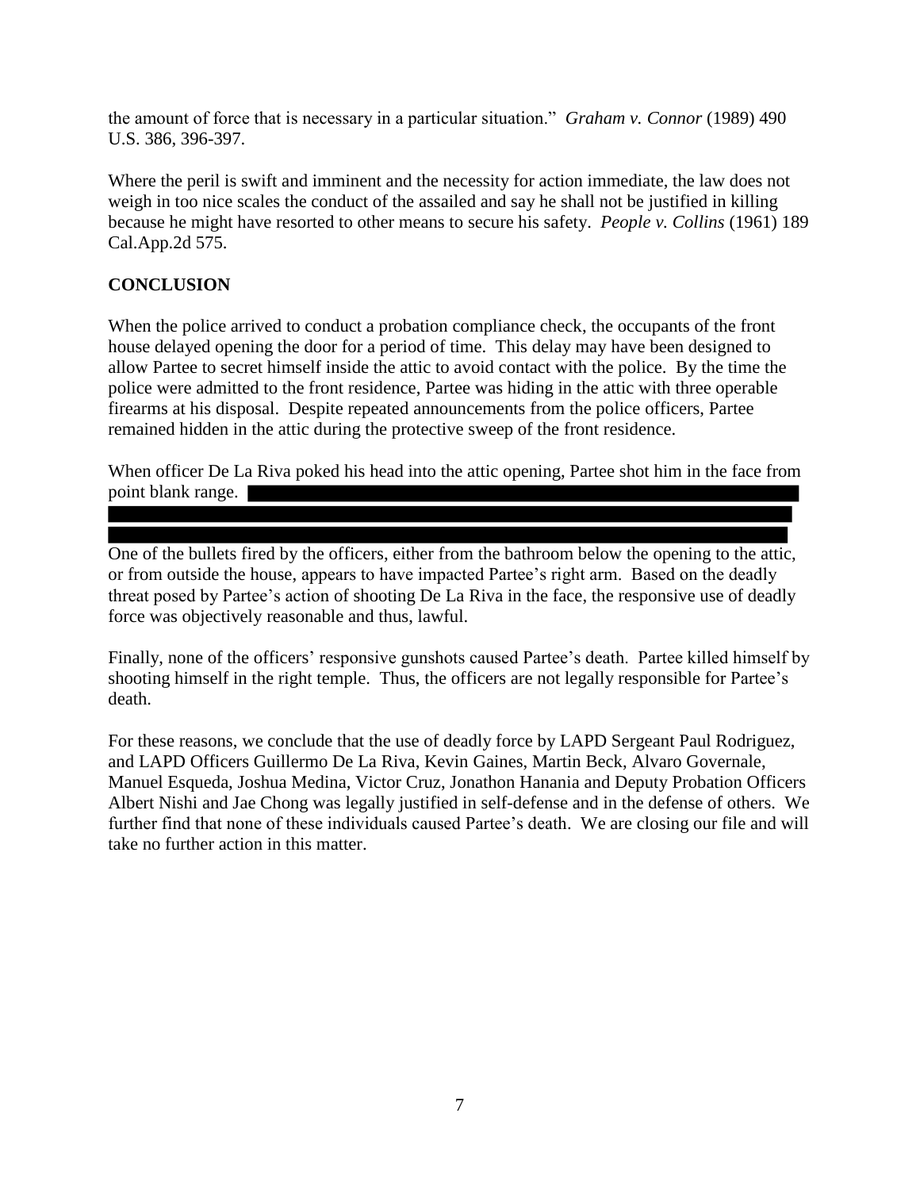the amount of force that is necessary in a particular situation." *Graham v. Connor* (1989) 490 U.S. 386, 396-397.

Where the peril is swift and imminent and the necessity for action immediate, the law does not weigh in too nice scales the conduct of the assailed and say he shall not be justified in killing because he might have resorted to other means to secure his safety. *People v. Collins* (1961) 189 Cal.App.2d 575.

## CONCLUSION

When the police arrived to conduct a probation compliance check, the occupants of the front house delayed opening the door for a period of time. This delay may have been designed to allow Partee to secret himself inside the attic to avoid contact with the police. By the time the police were admitted to the front residence, Partee was hiding in the attic with three operable firearms at his disposal. Despite repeated announcements from the police officers, Partee remained hidden in the attic during the protective sweep of the front residence.

When officer De La Riva poked his head into the attic opening, Partee shot him in the face from point blank range.

One of the bullets fired by the officers, either from the bathroom below the opening to the attic, or from outside the house, appears to have impacted Partee's right arm. Based on the deadly threat posed by Partee's action of shooting De La Riva in the face, the responsive use of deadly force was objectively reasonable and thus, lawful.

Finally, none of the officers' responsive gunshots caused Partee's death. Partee killed himself by shooting himself in the right temple. Thus, the officers are not legally responsible for Partee's death.

For these reasons, we conclude that the use of deadly force by LAPD Sergeant Paul Rodriguez, and LAPD Officers Guillermo De La Riva, Kevin Gaines, Martin Beck, Alvaro Governale, Manuel Esqueda, Joshua Medina, Victor Cruz, Jonathon Hanania and Deputy Probation Officers Albert Nishi and Jae Chong was legally justified in self-defense and in the defense of others. We further find that none of these individuals caused Partee's death. We are closing our file and will take no further action in this matter.